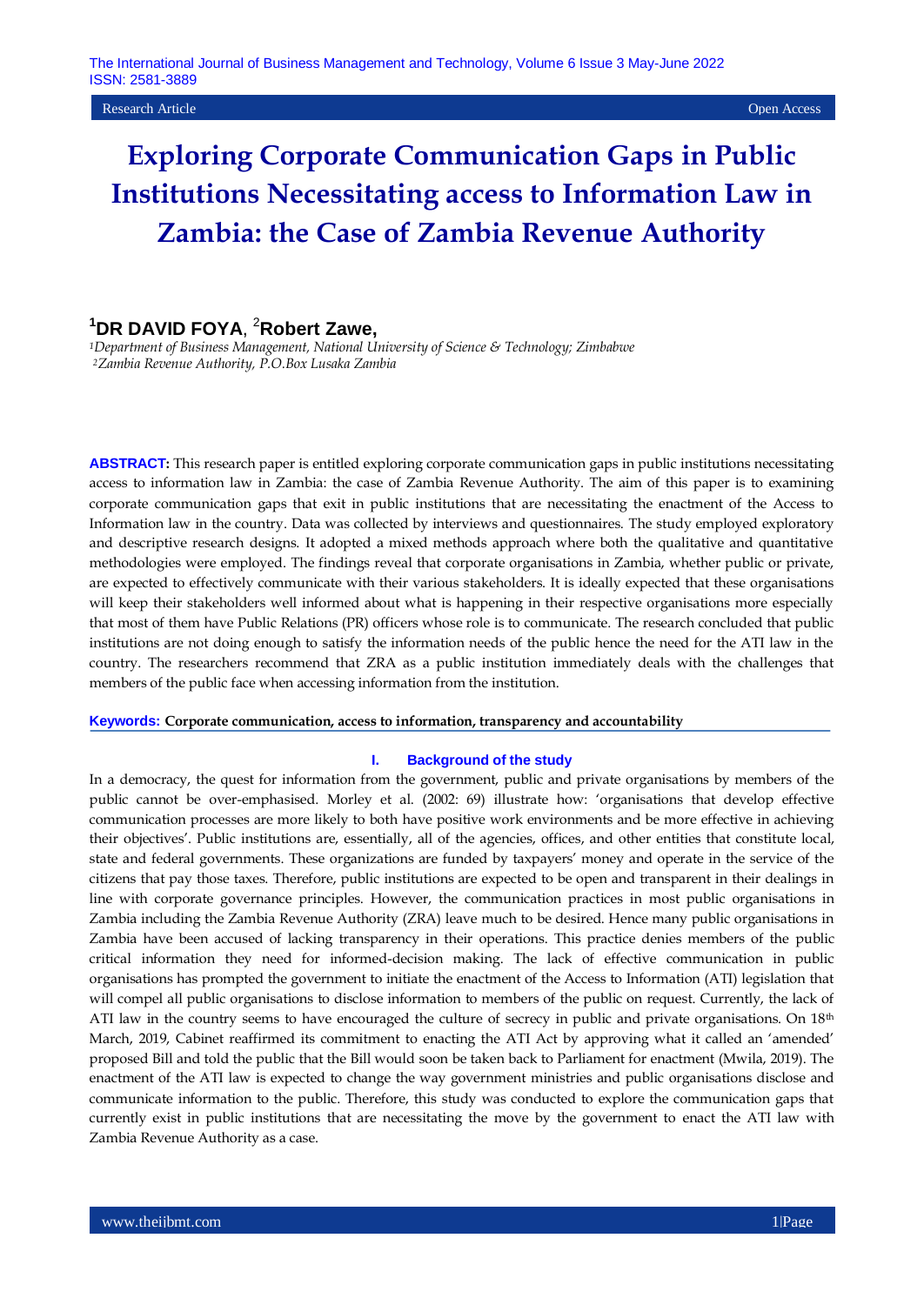Research Article

Open Access

# Exploring Corporate Communication Gaps in Public Institutions Necessitating access to Information Law in Zambia: the Case of Zambia Revenue Authority

**[1]DR DAVID FOYA**, [2]**Robert Zawe,**

*[1]Department of Business Management, National University of Science & Technology; Zimbabwe*
*[2]Zambia Revenue Authority, P.O.Box Lusaka Zambia*

**ABSTRACT:** This research paper is entitled exploring corporate communication gaps in public institutions necessitating access to information law in Zambia: the case of Zambia Revenue Authority. The aim of this paper is to examining corporate communication gaps that exit in public institutions that are necessitating the enactment of the Access to Information law in the country. Data was collected by interviews and questionnaires. The study employed exploratory and descriptive research designs. It adopted a mixed methods approach where both the qualitative and quantitative methodologies were employed. The findings reveal that corporate organisations in Zambia, whether public or private, are expected to effectively communicate with their various stakeholders. It is ideally expected that these organisations will keep their stakeholders well informed about what is happening in their respective organisations more especially that most of them have Public Relations (PR) officers whose role is to communicate. The research concluded that public institutions are not doing enough to satisfy the information needs of the public hence the need for the ATI law in the country. The researchers recommend that ZRA as a public institution immediately deals with the challenges that members of the public face when accessing information from the institution.

**Keywords: Corporate communication, access to information, transparency and accountability**

## I. Background of the study

In a democracy, the quest for information from the government, public and private organisations by members of the public cannot be over-emphasised. Morley et al. (2002: 69) illustrate how: 'organisations that develop effective communication processes are more likely to both have positive work environments and be more effective in achieving their objectives'. Public institutions are, essentially, all of the agencies, offices, and other entities that constitute local, state and federal governments. These organizations are funded by taxpayers' money and operate in the service of the citizens that pay those taxes. Therefore, public institutions are expected to be open and transparent in their dealings in line with corporate governance principles. However, the communication practices in most public organisations in Zambia including the Zambia Revenue Authority (ZRA) leave much to be desired. Hence many public organisations in Zambia have been accused of lacking transparency in their operations. This practice denies members of the public critical information they need for informed-decision making. The lack of effective communication in public organisations has prompted the government to initiate the enactment of the Access to Information (ATI) legislation that will compel all public organisations to disclose information to members of the public on request. Currently, the lack of ATI law in the country seems to have encouraged the culture of secrecy in public and private organisations. On 18th March, 2019, Cabinet reaffirmed its commitment to enacting the ATI Act by approving what it called an 'amended' proposed Bill and told the public that the Bill would soon be taken back to Parliament for enactment (Mwila, 2019). The enactment of the ATI law is expected to change the way government ministries and public organisations disclose and communicate information to the public. Therefore, this study was conducted to explore the communication gaps that currently exist in public institutions that are necessitating the move by the government to enact the ATI law with Zambia Revenue Authority as a case.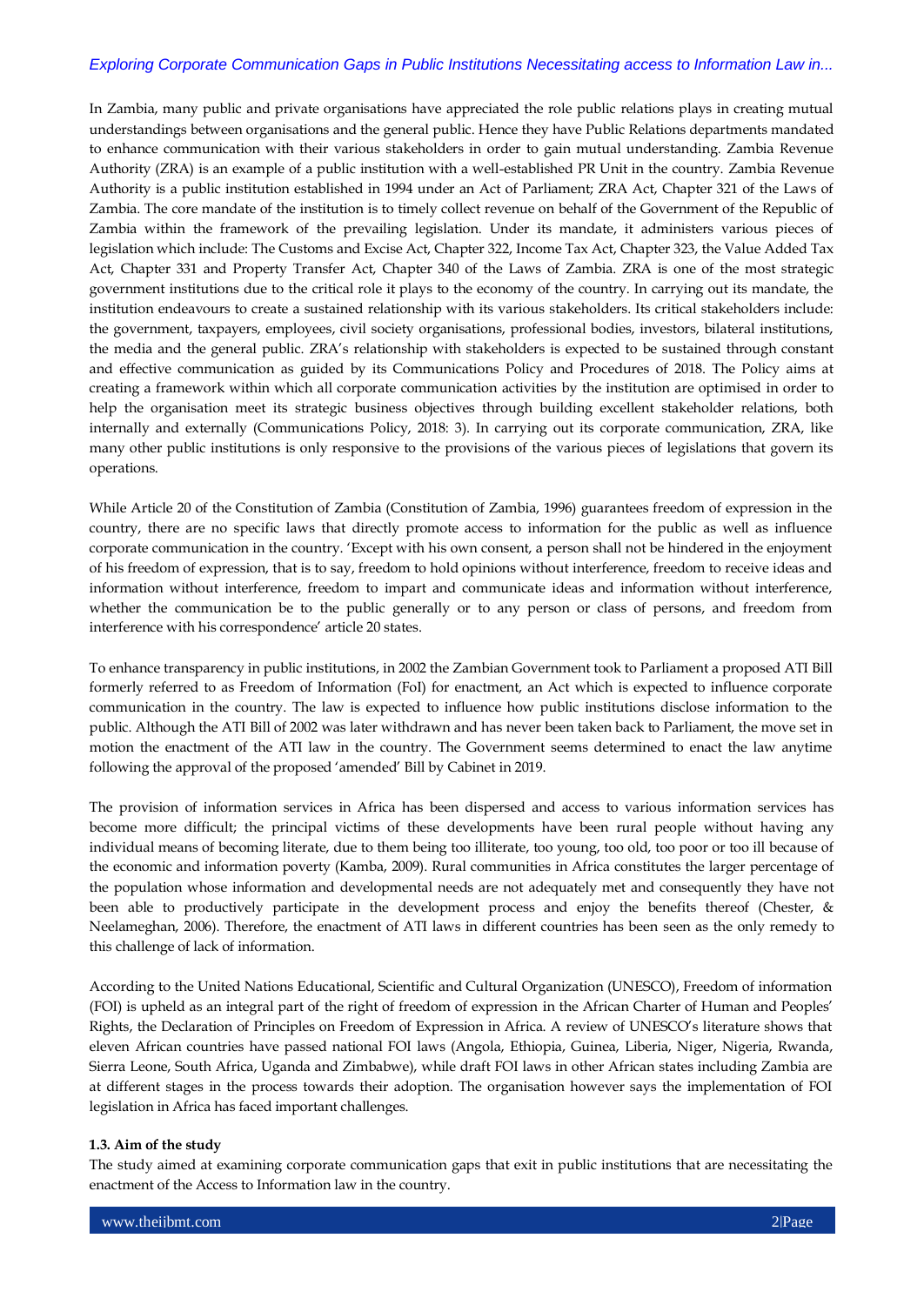In Zambia, many public and private organisations have appreciated the role public relations plays in creating mutual understandings between organisations and the general public. Hence they have Public Relations departments mandated to enhance communication with their various stakeholders in order to gain mutual understanding. Zambia Revenue Authority (ZRA) is an example of a public institution with a well-established PR Unit in the country. Zambia Revenue Authority is a public institution established in 1994 under an Act of Parliament; ZRA Act, Chapter 321 of the Laws of Zambia. The core mandate of the institution is to timely collect revenue on behalf of the Government of the Republic of Zambia within the framework of the prevailing legislation. Under its mandate, it administers various pieces of legislation which include: The Customs and Excise Act, Chapter 322, Income Tax Act, Chapter 323, the Value Added Tax Act, Chapter 331 and Property Transfer Act, Chapter 340 of the Laws of Zambia. ZRA is one of the most strategic government institutions due to the critical role it plays to the economy of the country. In carrying out its mandate, the institution endeavours to create a sustained relationship with its various stakeholders. Its critical stakeholders include: the government, taxpayers, employees, civil society organisations, professional bodies, investors, bilateral institutions, the media and the general public. ZRA's relationship with stakeholders is expected to be sustained through constant and effective communication as guided by its Communications Policy and Procedures of 2018. The Policy aims at creating a framework within which all corporate communication activities by the institution are optimised in order to help the organisation meet its strategic business objectives through building excellent stakeholder relations, both internally and externally (Communications Policy, 2018: 3). In carrying out its corporate communication, ZRA, like many other public institutions is only responsive to the provisions of the various pieces of legislations that govern its operations.

While Article 20 of the Constitution of Zambia (Constitution of Zambia, 1996) guarantees freedom of expression in the country, there are no specific laws that directly promote access to information for the public as well as influence corporate communication in the country. 'Except with his own consent, a person shall not be hindered in the enjoyment of his freedom of expression, that is to say, freedom to hold opinions without interference, freedom to receive ideas and information without interference, freedom to impart and communicate ideas and information without interference, whether the communication be to the public generally or to any person or class of persons, and freedom from interference with his correspondence' article 20 states.

To enhance transparency in public institutions, in 2002 the Zambian Government took to Parliament a proposed ATI Bill formerly referred to as Freedom of Information (FoI) for enactment, an Act which is expected to influence corporate communication in the country. The law is expected to influence how public institutions disclose information to the public. Although the ATI Bill of 2002 was later withdrawn and has never been taken back to Parliament, the move set in motion the enactment of the ATI law in the country. The Government seems determined to enact the law anytime following the approval of the proposed 'amended' Bill by Cabinet in 2019.

The provision of information services in Africa has been dispersed and access to various information services has become more difficult; the principal victims of these developments have been rural people without having any individual means of becoming literate, due to them being too illiterate, too young, too old, too poor or too ill because of the economic and information poverty (Kamba, 2009). Rural communities in Africa constitutes the larger percentage of the population whose information and developmental needs are not adequately met and consequently they have not been able to productively participate in the development process and enjoy the benefits thereof (Chester, & Neelameghan, 2006). Therefore, the enactment of ATI laws in different countries has been seen as the only remedy to this challenge of lack of information.

According to the United Nations Educational, Scientific and Cultural Organization (UNESCO), Freedom of information (FOI) is upheld as an integral part of the right of freedom of expression in the African Charter of Human and Peoples' Rights, the Declaration of Principles on Freedom of Expression in Africa. A review of UNESCO's literature shows that eleven African countries have passed national FOI laws (Angola, Ethiopia, Guinea, Liberia, Niger, Nigeria, Rwanda, Sierra Leone, South Africa, Uganda and Zimbabwe), while draft FOI laws in other African states including Zambia are at different stages in the process towards their adoption. The organisation however says the implementation of FOI legislation in Africa has faced important challenges.

**1.3. Aim of the study**

The study aimed at examining corporate communication gaps that exit in public institutions that are necessitating the enactment of the Access to Information law in the country.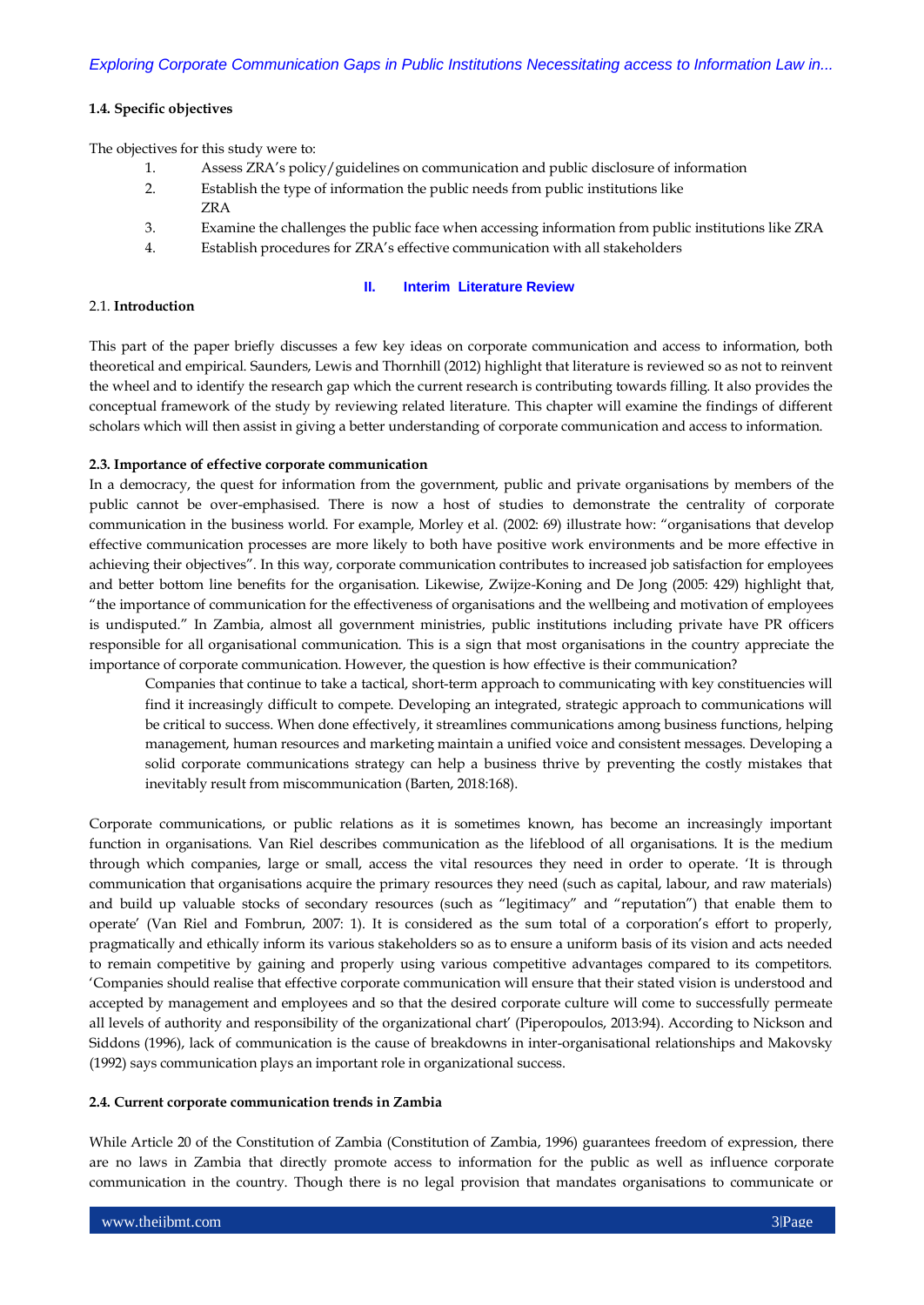### 1.4. Specific objectives

The objectives for this study were to:

1. Assess ZRA's policy/guidelines on communication and public disclosure of information
2. Establish the type of information the public needs from public institutions like ZRA
3. Examine the challenges the public face when accessing information from public institutions like ZRA
4. Establish procedures for ZRA's effective communication with all stakeholders

## II. Interim Literature Review

### 2.1. Introduction

This part of the paper briefly discusses a few key ideas on corporate communication and access to information, both theoretical and empirical. Saunders, Lewis and Thornhill (2012) highlight that literature is reviewed so as not to reinvent the wheel and to identify the research gap which the current research is contributing towards filling. It also provides the conceptual framework of the study by reviewing related literature. This chapter will examine the findings of different scholars which will then assist in giving a better understanding of corporate communication and access to information.

### 2.3. Importance of effective corporate communication

In a democracy, the quest for information from the government, public and private organisations by members of the public cannot be over-emphasised. There is now a host of studies to demonstrate the centrality of corporate communication in the business world. For example, Morley et al. (2002: 69) illustrate how: "organisations that develop effective communication processes are more likely to both have positive work environments and be more effective in achieving their objectives". In this way, corporate communication contributes to increased job satisfaction for employees and better bottom line benefits for the organisation. Likewise, Zwijze-Koning and De Jong (2005: 429) highlight that, "the importance of communication for the effectiveness of organisations and the wellbeing and motivation of employees is undisputed." In Zambia, almost all government ministries, public institutions including private have PR officers responsible for all organisational communication. This is a sign that most organisations in the country appreciate the importance of corporate communication. However, the question is how effective is their communication?

> Companies that continue to take a tactical, short-term approach to communicating with key constituencies will find it increasingly difficult to compete. Developing an integrated, strategic approach to communications will be critical to success. When done effectively, it streamlines communications among business functions, helping management, human resources and marketing maintain a unified voice and consistent messages. Developing a solid corporate communications strategy can help a business thrive by preventing the costly mistakes that inevitably result from miscommunication (Barten, 2018:168).

Corporate communications, or public relations as it is sometimes known, has become an increasingly important function in organisations. Van Riel describes communication as the lifeblood of all organisations. It is the medium through which companies, large or small, access the vital resources they need in order to operate. 'It is through communication that organisations acquire the primary resources they need (such as capital, labour, and raw materials) and build up valuable stocks of secondary resources (such as "legitimacy" and "reputation") that enable them to operate' (Van Riel and Fombrun, 2007: 1). It is considered as the sum total of a corporation's effort to properly, pragmatically and ethically inform its various stakeholders so as to ensure a uniform basis of its vision and acts needed to remain competitive by gaining and properly using various competitive advantages compared to its competitors. 'Companies should realise that effective corporate communication will ensure that their stated vision is understood and accepted by management and employees and so that the desired corporate culture will come to successfully permeate all levels of authority and responsibility of the organizational chart' (Piperopoulos, 2013:94). According to Nickson and Siddons (1996), lack of communication is the cause of breakdowns in inter-organisational relationships and Makovsky (1992) says communication plays an important role in organizational success.

### 2.4. Current corporate communication trends in Zambia

While Article 20 of the Constitution of Zambia (Constitution of Zambia, 1996) guarantees freedom of expression, there are no laws in Zambia that directly promote access to information for the public as well as influence corporate communication in the country. Though there is no legal provision that mandates organisations to communicate or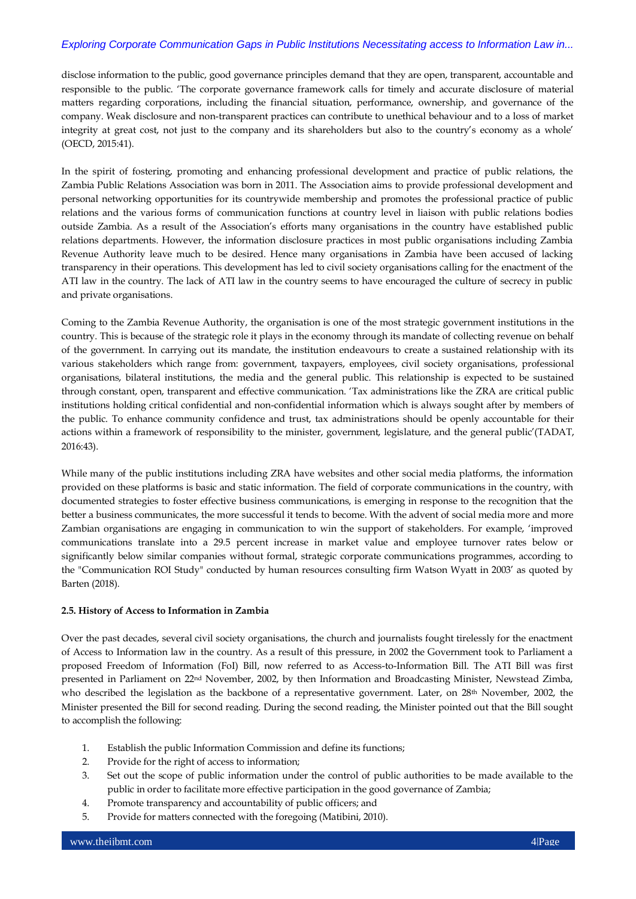disclose information to the public, good governance principles demand that they are open, transparent, accountable and responsible to the public. 'The corporate governance framework calls for timely and accurate disclosure of material matters regarding corporations, including the financial situation, performance, ownership, and governance of the company. Weak disclosure and non-transparent practices can contribute to unethical behaviour and to a loss of market integrity at great cost, not just to the company and its shareholders but also to the country's economy as a whole' (OECD, 2015:41).

In the spirit of fostering, promoting and enhancing professional development and practice of public relations, the Zambia Public Relations Association was born in 2011. The Association aims to provide professional development and personal networking opportunities for its countrywide membership and promotes the professional practice of public relations and the various forms of communication functions at country level in liaison with public relations bodies outside Zambia. As a result of the Association's efforts many organisations in the country have established public relations departments. However, the information disclosure practices in most public organisations including Zambia Revenue Authority leave much to be desired. Hence many organisations in Zambia have been accused of lacking transparency in their operations. This development has led to civil society organisations calling for the enactment of the ATI law in the country. The lack of ATI law in the country seems to have encouraged the culture of secrecy in public and private organisations.

Coming to the Zambia Revenue Authority, the organisation is one of the most strategic government institutions in the country. This is because of the strategic role it plays in the economy through its mandate of collecting revenue on behalf of the government. In carrying out its mandate, the institution endeavours to create a sustained relationship with its various stakeholders which range from: government, taxpayers, employees, civil society organisations, professional organisations, bilateral institutions, the media and the general public. This relationship is expected to be sustained through constant, open, transparent and effective communication. 'Tax administrations like the ZRA are critical public institutions holding critical confidential and non-confidential information which is always sought after by members of the public. To enhance community confidence and trust, tax administrations should be openly accountable for their actions within a framework of responsibility to the minister, government, legislature, and the general public'(TADAT, 2016:43).

While many of the public institutions including ZRA have websites and other social media platforms, the information provided on these platforms is basic and static information. The field of corporate communications in the country, with documented strategies to foster effective business communications, is emerging in response to the recognition that the better a business communicates, the more successful it tends to become. With the advent of social media more and more Zambian organisations are engaging in communication to win the support of stakeholders. For example, 'improved communications translate into a 29.5 percent increase in market value and employee turnover rates below or significantly below similar companies without formal, strategic corporate communications programmes, according to the "Communication ROI Study" conducted by human resources consulting firm Watson Wyatt in 2003' as quoted by Barten (2018).

#### 2.5. History of Access to Information in Zambia

Over the past decades, several civil society organisations, the church and journalists fought tirelessly for the enactment of Access to Information law in the country. As a result of this pressure, in 2002 the Government took to Parliament a proposed Freedom of Information (FoI) Bill, now referred to as Access-to-Information Bill. The ATI Bill was first presented in Parliament on 22nd November, 2002, by then Information and Broadcasting Minister, Newstead Zimba, who described the legislation as the backbone of a representative government. Later, on 28th November, 2002, the Minister presented the Bill for second reading. During the second reading, the Minister pointed out that the Bill sought to accomplish the following:

1. Establish the public Information Commission and define its functions;
2. Provide for the right of access to information;
3. Set out the scope of public information under the control of public authorities to be made available to the public in order to facilitate more effective participation in the good governance of Zambia;
4. Promote transparency and accountability of public officers; and
5. Provide for matters connected with the foregoing (Matibini, 2010).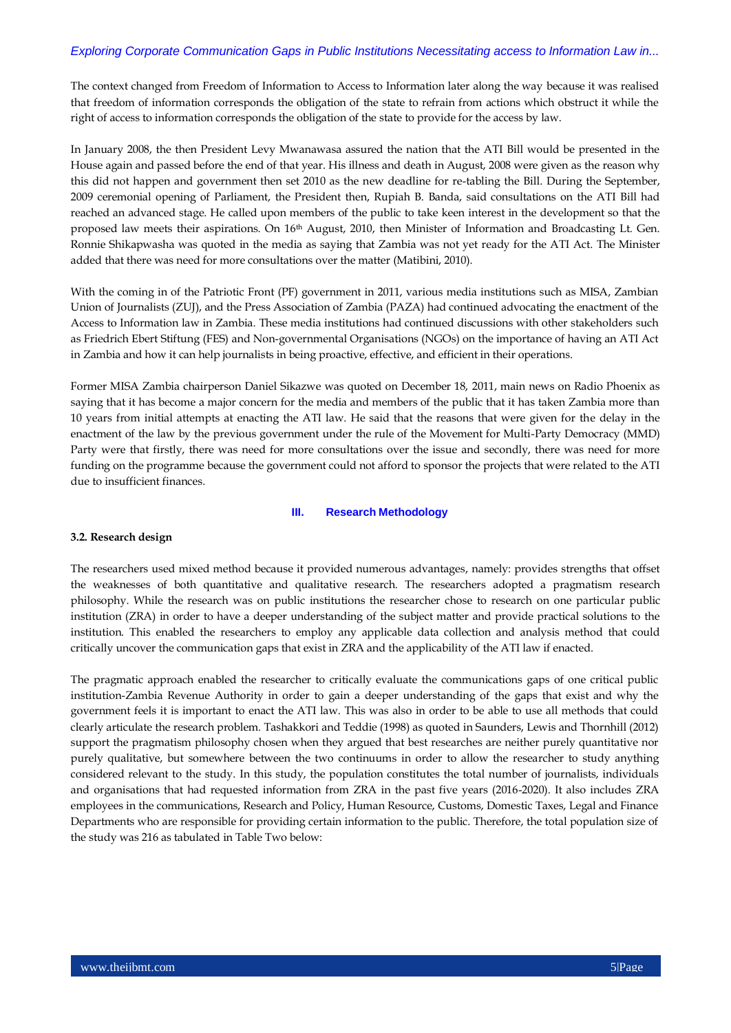The context changed from Freedom of Information to Access to Information later along the way because it was realised that freedom of information corresponds the obligation of the state to refrain from actions which obstruct it while the right of access to information corresponds the obligation of the state to provide for the access by law.

In January 2008, the then President Levy Mwanawasa assured the nation that the ATI Bill would be presented in the House again and passed before the end of that year. His illness and death in August, 2008 were given as the reason why this did not happen and government then set 2010 as the new deadline for re-tabling the Bill. During the September, 2009 ceremonial opening of Parliament, the President then, Rupiah B. Banda, said consultations on the ATI Bill had reached an advanced stage. He called upon members of the public to take keen interest in the development so that the proposed law meets their aspirations. On 16th August, 2010, then Minister of Information and Broadcasting Lt. Gen. Ronnie Shikapwasha was quoted in the media as saying that Zambia was not yet ready for the ATI Act. The Minister added that there was need for more consultations over the matter (Matibini, 2010).

With the coming in of the Patriotic Front (PF) government in 2011, various media institutions such as MISA, Zambian Union of Journalists (ZUJ), and the Press Association of Zambia (PAZA) had continued advocating the enactment of the Access to Information law in Zambia. These media institutions had continued discussions with other stakeholders such as Friedrich Ebert Stiftung (FES) and Non-governmental Organisations (NGOs) on the importance of having an ATI Act in Zambia and how it can help journalists in being proactive, effective, and efficient in their operations.

Former MISA Zambia chairperson Daniel Sikazwe was quoted on December 18, 2011, main news on Radio Phoenix as saying that it has become a major concern for the media and members of the public that it has taken Zambia more than 10 years from initial attempts at enacting the ATI law. He said that the reasons that were given for the delay in the enactment of the law by the previous government under the rule of the Movement for Multi-Party Democracy (MMD) Party were that firstly, there was need for more consultations over the issue and secondly, there was need for more funding on the programme because the government could not afford to sponsor the projects that were related to the ATI due to insufficient finances.

## III. Research Methodology

### 3.2. Research design

The researchers used mixed method because it provided numerous advantages, namely: provides strengths that offset the weaknesses of both quantitative and qualitative research. The researchers adopted a pragmatism research philosophy. While the research was on public institutions the researcher chose to research on one particular public institution (ZRA) in order to have a deeper understanding of the subject matter and provide practical solutions to the institution. This enabled the researchers to employ any applicable data collection and analysis method that could critically uncover the communication gaps that exist in ZRA and the applicability of the ATI law if enacted.

The pragmatic approach enabled the researcher to critically evaluate the communications gaps of one critical public institution-Zambia Revenue Authority in order to gain a deeper understanding of the gaps that exist and why the government feels it is important to enact the ATI law. This was also in order to be able to use all methods that could clearly articulate the research problem. Tashakkori and Teddie (1998) as quoted in Saunders, Lewis and Thornhill (2012) support the pragmatism philosophy chosen when they argued that best researches are neither purely quantitative nor purely qualitative, but somewhere between the two continuums in order to allow the researcher to study anything considered relevant to the study. In this study, the population constitutes the total number of journalists, individuals and organisations that had requested information from ZRA in the past five years (2016-2020). It also includes ZRA employees in the communications, Research and Policy, Human Resource, Customs, Domestic Taxes, Legal and Finance Departments who are responsible for providing certain information to the public. Therefore, the total population size of the study was 216 as tabulated in Table Two below: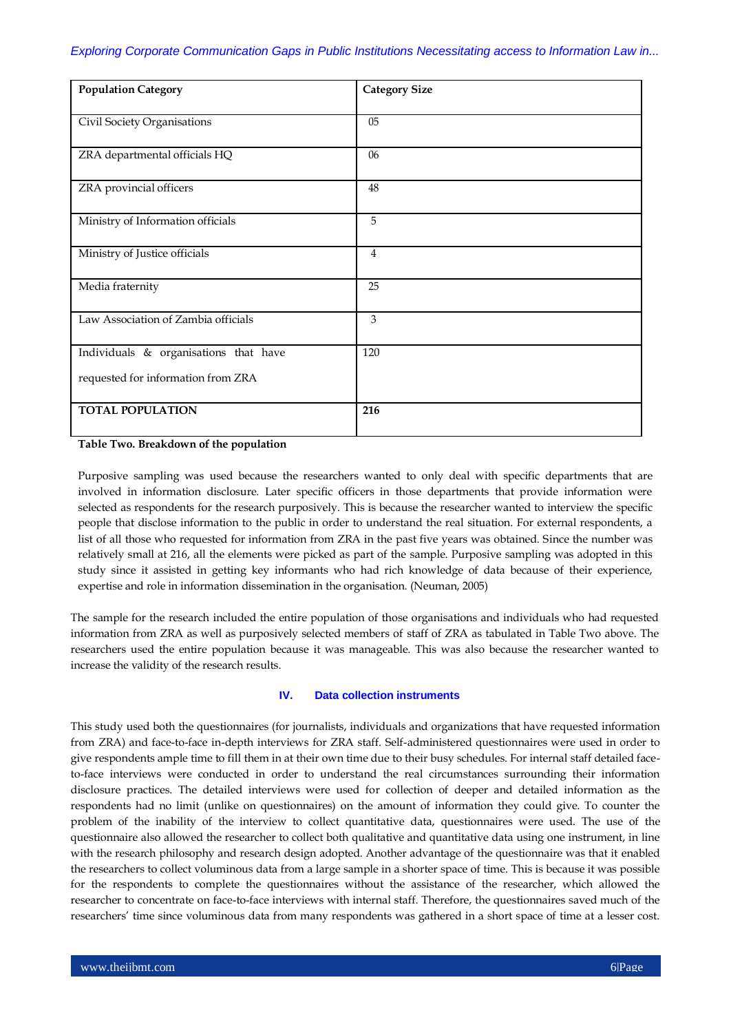| Population Category | Category Size |
|---|---|
| Civil Society Organisations | 05 |
| ZRA departmental officials HQ | 06 |
| ZRA provincial officers | 48 |
| Ministry of Information officials | 5 |
| Ministry of Justice officials | 4 |
| Media fraternity | 25 |
| Law Association of Zambia officials | 3 |
| Individuals & organisations that have requested for information from ZRA | 120 |
| **TOTAL POPULATION** | **216** |

**Table Two. Breakdown of the population**

Purposive sampling was used because the researchers wanted to only deal with specific departments that are involved in information disclosure. Later specific officers in those departments that provide information were selected as respondents for the research purposively. This is because the researcher wanted to interview the specific people that disclose information to the public in order to understand the real situation. For external respondents, a list of all those who requested for information from ZRA in the past five years was obtained. Since the number was relatively small at 216, all the elements were picked as part of the sample. Purposive sampling was adopted in this study since it assisted in getting key informants who had rich knowledge of data because of their experience, expertise and role in information dissemination in the organisation. (Neuman, 2005)

The sample for the research included the entire population of those organisations and individuals who had requested information from ZRA as well as purposively selected members of staff of ZRA as tabulated in Table Two above. The researchers used the entire population because it was manageable. This was also because the researcher wanted to increase the validity of the research results.

## IV. Data collection instruments

This study used both the questionnaires (for journalists, individuals and organizations that have requested information from ZRA) and face-to-face in-depth interviews for ZRA staff. Self-administered questionnaires were used in order to give respondents ample time to fill them in at their own time due to their busy schedules. For internal staff detailed face-to-face interviews were conducted in order to understand the real circumstances surrounding their information disclosure practices. The detailed interviews were used for collection of deeper and detailed information as the respondents had no limit (unlike on questionnaires) on the amount of information they could give. To counter the problem of the inability of the interview to collect quantitative data, questionnaires were used. The use of the questionnaire also allowed the researcher to collect both qualitative and quantitative data using one instrument, in line with the research philosophy and research design adopted. Another advantage of the questionnaire was that it enabled the researchers to collect voluminous data from a large sample in a shorter space of time. This is because it was possible for the respondents to complete the questionnaires without the assistance of the researcher, which allowed the researcher to concentrate on face-to-face interviews with internal staff. Therefore, the questionnaires saved much of the researchers' time since voluminous data from many respondents was gathered in a short space of time at a lesser cost.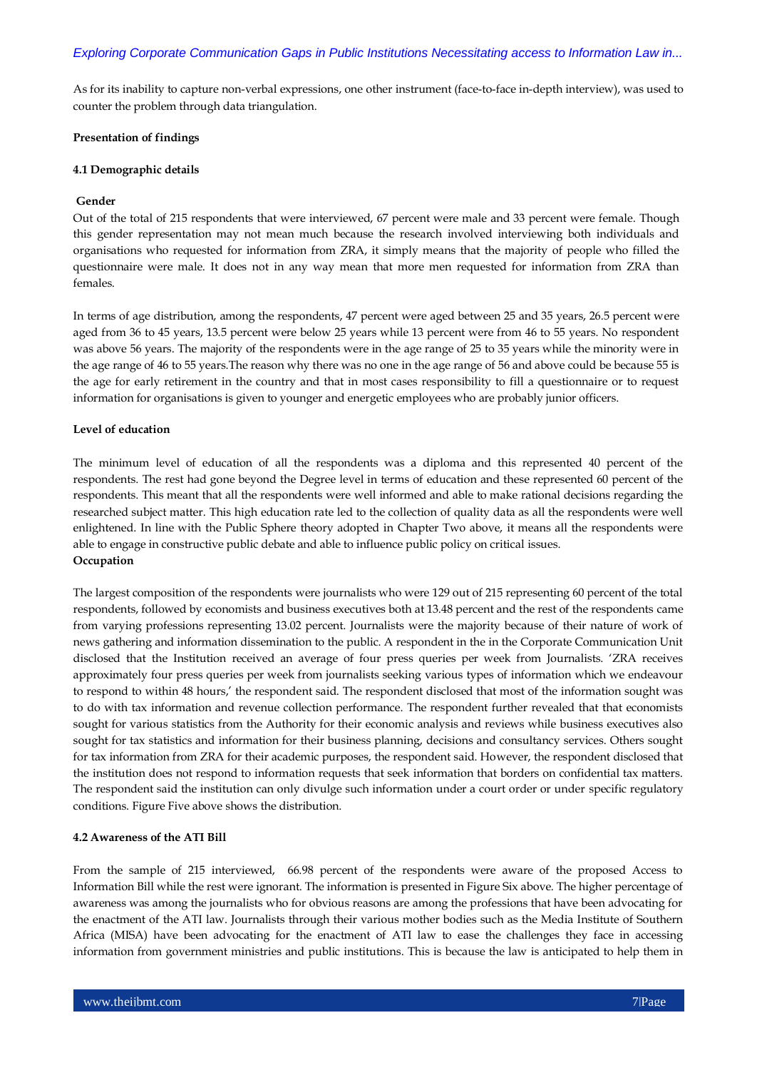As for its inability to capture non-verbal expressions, one other instrument (face-to-face in-depth interview), was used to counter the problem through data triangulation.

**Presentation of findings**

**4.1 Demographic details**

**Gender**

Out of the total of 215 respondents that were interviewed, 67 percent were male and 33 percent were female. Though this gender representation may not mean much because the research involved interviewing both individuals and organisations who requested for information from ZRA, it simply means that the majority of people who filled the questionnaire were male. It does not in any way mean that more men requested for information from ZRA than females.

In terms of age distribution, among the respondents, 47 percent were aged between 25 and 35 years, 26.5 percent were aged from 36 to 45 years, 13.5 percent were below 25 years while 13 percent were from 46 to 55 years. No respondent was above 56 years. The majority of the respondents were in the age range of 25 to 35 years while the minority were in the age range of 46 to 55 years.The reason why there was no one in the age range of 56 and above could be because 55 is the age for early retirement in the country and that in most cases responsibility to fill a questionnaire or to request information for organisations is given to younger and energetic employees who are probably junior officers.

**Level of education**

The minimum level of education of all the respondents was a diploma and this represented 40 percent of the respondents. The rest had gone beyond the Degree level in terms of education and these represented 60 percent of the respondents. This meant that all the respondents were well informed and able to make rational decisions regarding the researched subject matter. This high education rate led to the collection of quality data as all the respondents were well enlightened. In line with the Public Sphere theory adopted in Chapter Two above, it means all the respondents were able to engage in constructive public debate and able to influence public policy on critical issues.

**Occupation**

The largest composition of the respondents were journalists who were 129 out of 215 representing 60 percent of the total respondents, followed by economists and business executives both at 13.48 percent and the rest of the respondents came from varying professions representing 13.02 percent. Journalists were the majority because of their nature of work of news gathering and information dissemination to the public. A respondent in the in the Corporate Communication Unit disclosed that the Institution received an average of four press queries per week from Journalists. 'ZRA receives approximately four press queries per week from journalists seeking various types of information which we endeavour to respond to within 48 hours,' the respondent said. The respondent disclosed that most of the information sought was to do with tax information and revenue collection performance. The respondent further revealed that that economists sought for various statistics from the Authority for their economic analysis and reviews while business executives also sought for tax statistics and information for their business planning, decisions and consultancy services. Others sought for tax information from ZRA for their academic purposes, the respondent said. However, the respondent disclosed that the institution does not respond to information requests that seek information that borders on confidential tax matters. The respondent said the institution can only divulge such information under a court order or under specific regulatory conditions. Figure Five above shows the distribution.

**4.2 Awareness of the ATI Bill**

From the sample of 215 interviewed, 66.98 percent of the respondents were aware of the proposed Access to Information Bill while the rest were ignorant. The information is presented in Figure Six above. The higher percentage of awareness was among the journalists who for obvious reasons are among the professions that have been advocating for the enactment of the ATI law. Journalists through their various mother bodies such as the Media Institute of Southern Africa (MISA) have been advocating for the enactment of ATI law to ease the challenges they face in accessing information from government ministries and public institutions. This is because the law is anticipated to help them in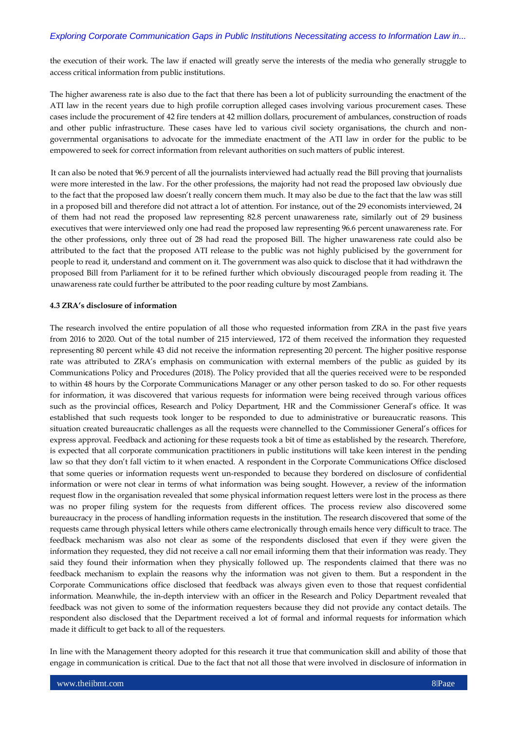the execution of their work. The law if enacted will greatly serve the interests of the media who generally struggle to access critical information from public institutions.

The higher awareness rate is also due to the fact that there has been a lot of publicity surrounding the enactment of the ATI law in the recent years due to high profile corruption alleged cases involving various procurement cases. These cases include the procurement of 42 fire tenders at 42 million dollars, procurement of ambulances, construction of roads and other public infrastructure. These cases have led to various civil society organisations, the church and non-governmental organisations to advocate for the immediate enactment of the ATI law in order for the public to be empowered to seek for correct information from relevant authorities on such matters of public interest.

It can also be noted that 96.9 percent of all the journalists interviewed had actually read the Bill proving that journalists were more interested in the law. For the other professions, the majority had not read the proposed law obviously due to the fact that the proposed law doesn't really concern them much. It may also be due to the fact that the law was still in a proposed bill and therefore did not attract a lot of attention. For instance, out of the 29 economists interviewed, 24 of them had not read the proposed law representing 82.8 percent unawareness rate, similarly out of 29 business executives that were interviewed only one had read the proposed law representing 96.6 percent unawareness rate. For the other professions, only three out of 28 had read the proposed Bill. The higher unawareness rate could also be attributed to the fact that the proposed ATI release to the public was not highly publicised by the government for people to read it, understand and comment on it. The government was also quick to disclose that it had withdrawn the proposed Bill from Parliament for it to be refined further which obviously discouraged people from reading it. The unawareness rate could further be attributed to the poor reading culture by most Zambians.

### 4.3 ZRA's disclosure of information

The research involved the entire population of all those who requested information from ZRA in the past five years from 2016 to 2020. Out of the total number of 215 interviewed, 172 of them received the information they requested representing 80 percent while 43 did not receive the information representing 20 percent. The higher positive response rate was attributed to ZRA's emphasis on communication with external members of the public as guided by its Communications Policy and Procedures (2018). The Policy provided that all the queries received were to be responded to within 48 hours by the Corporate Communications Manager or any other person tasked to do so. For other requests for information, it was discovered that various requests for information were being received through various offices such as the provincial offices, Research and Policy Department, HR and the Commissioner General's office. It was established that such requests took longer to be responded to due to administrative or bureaucratic reasons. This situation created bureaucratic challenges as all the requests were channelled to the Commissioner General's offices for express approval. Feedback and actioning for these requests took a bit of time as established by the research. Therefore, is expected that all corporate communication practitioners in public institutions will take keen interest in the pending law so that they don't fall victim to it when enacted. A respondent in the Corporate Communications Office disclosed that some queries or information requests went un-responded to because they bordered on disclosure of confidential information or were not clear in terms of what information was being sought. However, a review of the information request flow in the organisation revealed that some physical information request letters were lost in the process as there was no proper filing system for the requests from different offices. The process review also discovered some bureaucracy in the process of handling information requests in the institution. The research discovered that some of the requests came through physical letters while others came electronically through emails hence very difficult to trace. The feedback mechanism was also not clear as some of the respondents disclosed that even if they were given the information they requested, they did not receive a call nor email informing them that their information was ready. They said they found their information when they physically followed up. The respondents claimed that there was no feedback mechanism to explain the reasons why the information was not given to them. But a respondent in the Corporate Communications office disclosed that feedback was always given even to those that request confidential information. Meanwhile, the in-depth interview with an officer in the Research and Policy Department revealed that feedback was not given to some of the information requesters because they did not provide any contact details. The respondent also disclosed that the Department received a lot of formal and informal requests for information which made it difficult to get back to all of the requesters.

In line with the Management theory adopted for this research it true that communication skill and ability of those that engage in communication is critical. Due to the fact that not all those that were involved in disclosure of information in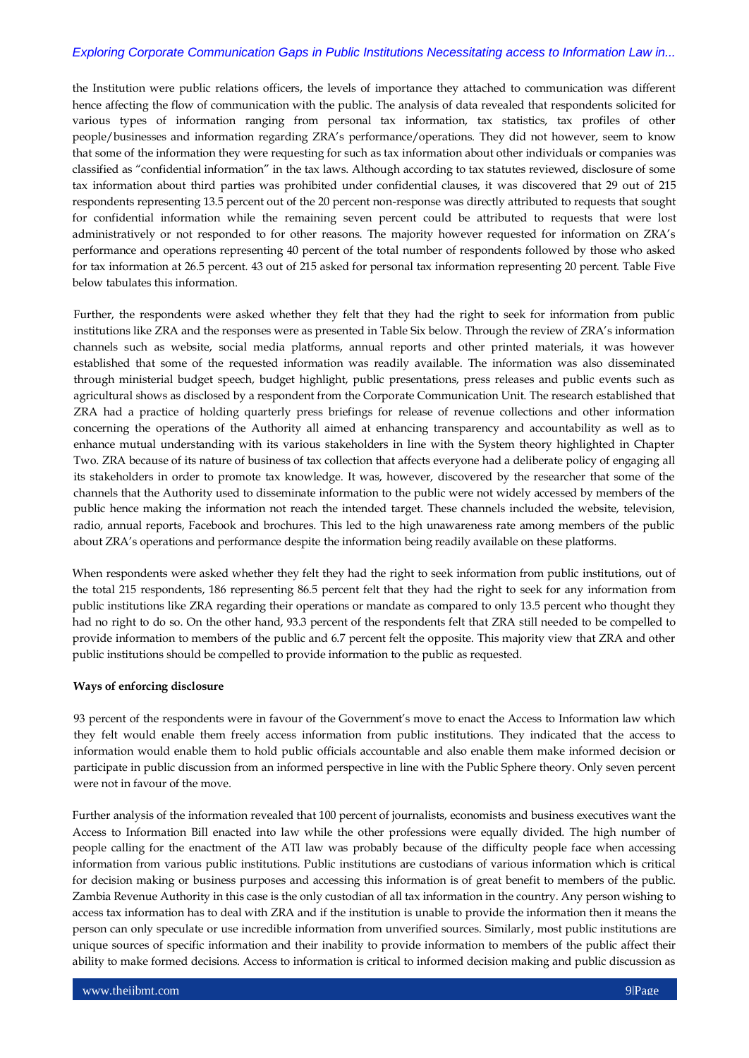the Institution were public relations officers, the levels of importance they attached to communication was different hence affecting the flow of communication with the public. The analysis of data revealed that respondents solicited for various types of information ranging from personal tax information, tax statistics, tax profiles of other people/businesses and information regarding ZRA's performance/operations. They did not however, seem to know that some of the information they were requesting for such as tax information about other individuals or companies was classified as "confidential information" in the tax laws. Although according to tax statutes reviewed, disclosure of some tax information about third parties was prohibited under confidential clauses, it was discovered that 29 out of 215 respondents representing 13.5 percent out of the 20 percent non-response was directly attributed to requests that sought for confidential information while the remaining seven percent could be attributed to requests that were lost administratively or not responded to for other reasons. The majority however requested for information on ZRA's performance and operations representing 40 percent of the total number of respondents followed by those who asked for tax information at 26.5 percent. 43 out of 215 asked for personal tax information representing 20 percent. Table Five below tabulates this information.

Further, the respondents were asked whether they felt that they had the right to seek for information from public institutions like ZRA and the responses were as presented in Table Six below. Through the review of ZRA's information channels such as website, social media platforms, annual reports and other printed materials, it was however established that some of the requested information was readily available. The information was also disseminated through ministerial budget speech, budget highlight, public presentations, press releases and public events such as agricultural shows as disclosed by a respondent from the Corporate Communication Unit. The research established that ZRA had a practice of holding quarterly press briefings for release of revenue collections and other information concerning the operations of the Authority all aimed at enhancing transparency and accountability as well as to enhance mutual understanding with its various stakeholders in line with the System theory highlighted in Chapter Two. ZRA because of its nature of business of tax collection that affects everyone had a deliberate policy of engaging all its stakeholders in order to promote tax knowledge. It was, however, discovered by the researcher that some of the channels that the Authority used to disseminate information to the public were not widely accessed by members of the public hence making the information not reach the intended target. These channels included the website, television, radio, annual reports, Facebook and brochures. This led to the high unawareness rate among members of the public about ZRA's operations and performance despite the information being readily available on these platforms.

When respondents were asked whether they felt they had the right to seek information from public institutions, out of the total 215 respondents, 186 representing 86.5 percent felt that they had the right to seek for any information from public institutions like ZRA regarding their operations or mandate as compared to only 13.5 percent who thought they had no right to do so. On the other hand, 93.3 percent of the respondents felt that ZRA still needed to be compelled to provide information to members of the public and 6.7 percent felt the opposite. This majority view that ZRA and other public institutions should be compelled to provide information to the public as requested.

**Ways of enforcing disclosure**

93 percent of the respondents were in favour of the Government's move to enact the Access to Information law which they felt would enable them freely access information from public institutions. They indicated that the access to information would enable them to hold public officials accountable and also enable them make informed decision or participate in public discussion from an informed perspective in line with the Public Sphere theory. Only seven percent were not in favour of the move.

Further analysis of the information revealed that 100 percent of journalists, economists and business executives want the Access to Information Bill enacted into law while the other professions were equally divided. The high number of people calling for the enactment of the ATI law was probably because of the difficulty people face when accessing information from various public institutions. Public institutions are custodians of various information which is critical for decision making or business purposes and accessing this information is of great benefit to members of the public. Zambia Revenue Authority in this case is the only custodian of all tax information in the country. Any person wishing to access tax information has to deal with ZRA and if the institution is unable to provide the information then it means the person can only speculate or use incredible information from unverified sources. Similarly, most public institutions are unique sources of specific information and their inability to provide information to members of the public affect their ability to make formed decisions. Access to information is critical to informed decision making and public discussion as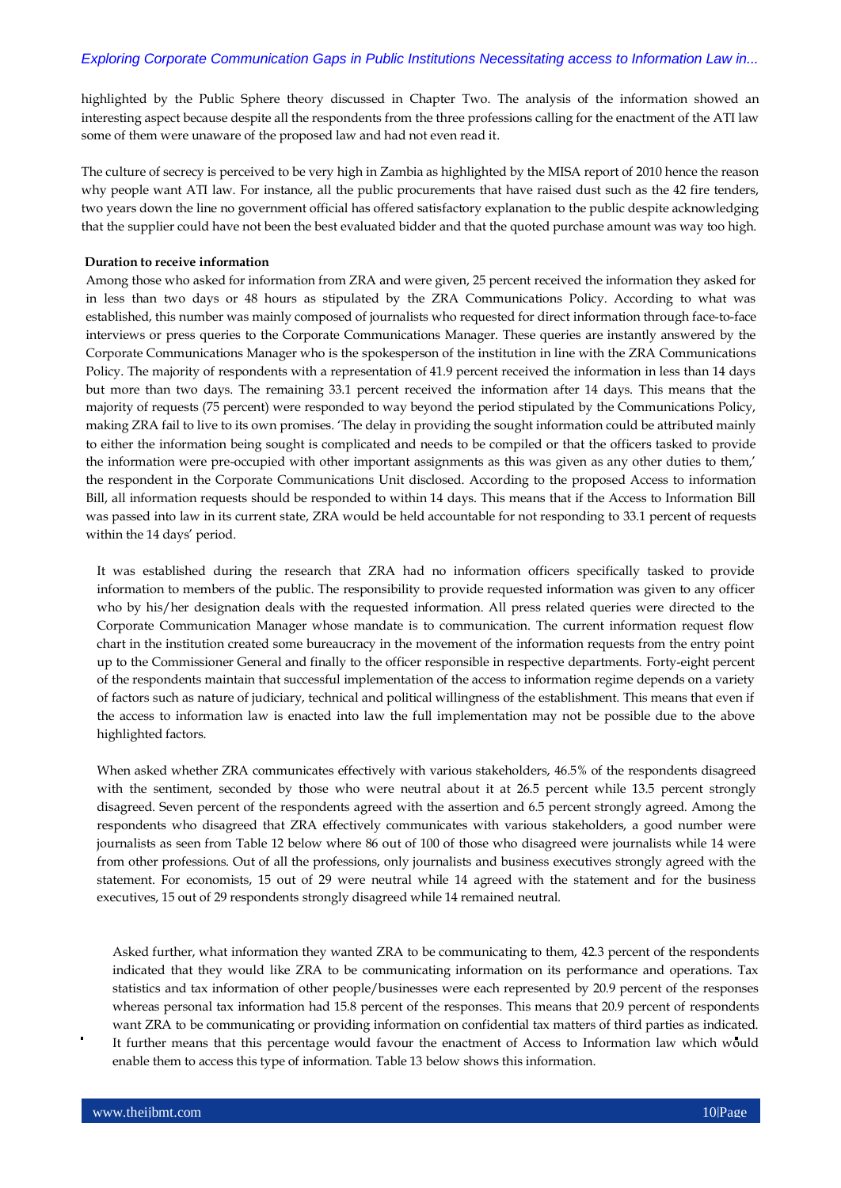highlighted by the Public Sphere theory discussed in Chapter Two. The analysis of the information showed an interesting aspect because despite all the respondents from the three professions calling for the enactment of the ATI law some of them were unaware of the proposed law and had not even read it.

The culture of secrecy is perceived to be very high in Zambia as highlighted by the MISA report of 2010 hence the reason why people want ATI law. For instance, all the public procurements that have raised dust such as the 42 fire tenders, two years down the line no government official has offered satisfactory explanation to the public despite acknowledging that the supplier could have not been the best evaluated bidder and that the quoted purchase amount was way too high.

**Duration to receive information**

Among those who asked for information from ZRA and were given, 25 percent received the information they asked for in less than two days or 48 hours as stipulated by the ZRA Communications Policy. According to what was established, this number was mainly composed of journalists who requested for direct information through face-to-face interviews or press queries to the Corporate Communications Manager. These queries are instantly answered by the Corporate Communications Manager who is the spokesperson of the institution in line with the ZRA Communications Policy. The majority of respondents with a representation of 41.9 percent received the information in less than 14 days but more than two days. The remaining 33.1 percent received the information after 14 days. This means that the majority of requests (75 percent) were responded to way beyond the period stipulated by the Communications Policy, making ZRA fail to live to its own promises. 'The delay in providing the sought information could be attributed mainly to either the information being sought is complicated and needs to be compiled or that the officers tasked to provide the information were pre-occupied with other important assignments as this was given as any other duties to them,' the respondent in the Corporate Communications Unit disclosed. According to the proposed Access to information Bill, all information requests should be responded to within 14 days. This means that if the Access to Information Bill was passed into law in its current state, ZRA would be held accountable for not responding to 33.1 percent of requests within the 14 days' period.

It was established during the research that ZRA had no information officers specifically tasked to provide information to members of the public. The responsibility to provide requested information was given to any officer who by his/her designation deals with the requested information. All press related queries were directed to the Corporate Communication Manager whose mandate is to communication. The current information request flow chart in the institution created some bureaucracy in the movement of the information requests from the entry point up to the Commissioner General and finally to the officer responsible in respective departments. Forty-eight percent of the respondents maintain that successful implementation of the access to information regime depends on a variety of factors such as nature of judiciary, technical and political willingness of the establishment. This means that even if the access to information law is enacted into law the full implementation may not be possible due to the above highlighted factors.

When asked whether ZRA communicates effectively with various stakeholders, 46.5% of the respondents disagreed with the sentiment, seconded by those who were neutral about it at 26.5 percent while 13.5 percent strongly disagreed. Seven percent of the respondents agreed with the assertion and 6.5 percent strongly agreed. Among the respondents who disagreed that ZRA effectively communicates with various stakeholders, a good number were journalists as seen from Table 12 below where 86 out of 100 of those who disagreed were journalists while 14 were from other professions. Out of all the professions, only journalists and business executives strongly agreed with the statement. For economists, 15 out of 29 were neutral while 14 agreed with the statement and for the business executives, 15 out of 29 respondents strongly disagreed while 14 remained neutral.

Asked further, what information they wanted ZRA to be communicating to them, 42.3 percent of the respondents indicated that they would like ZRA to be communicating information on its performance and operations. Tax statistics and tax information of other people/businesses were each represented by 20.9 percent of the responses whereas personal tax information had 15.8 percent of the responses. This means that 20.9 percent of respondents want ZRA to be communicating or providing information on confidential tax matters of third parties as indicated. It further means that this percentage would favour the enactment of Access to Information law which would enable them to access this type of information. Table 13 below shows this information.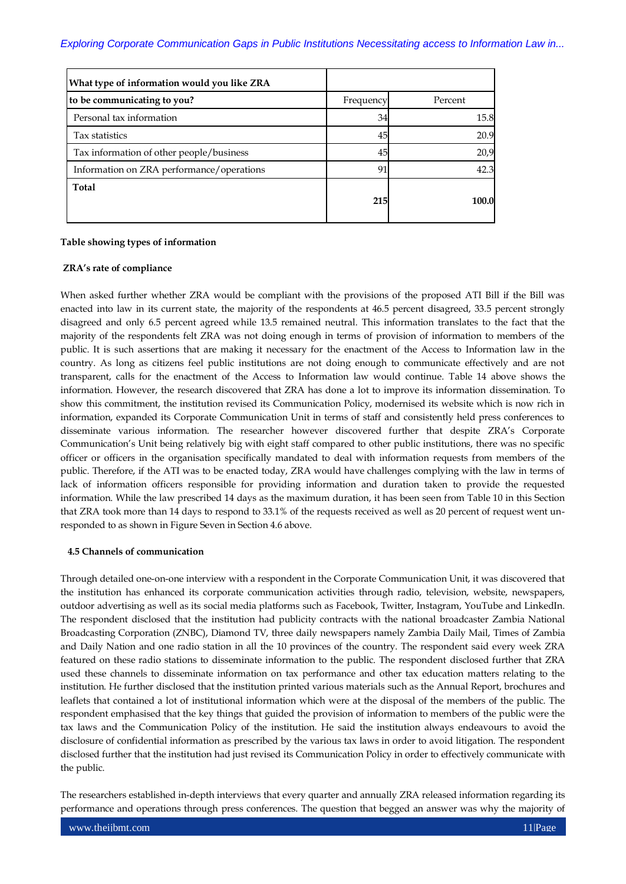| What type of information would you like ZRA to be communicating to you? | Frequency | Percent |
|---|---|---|
| Personal tax information | 34 | 15.8 |
| Tax statistics | 45 | 20.9 |
| Tax information of other people/business | 45 | 20,9 |
| Information on ZRA performance/operations | 91 | 42.3 |
| **Total** | **215** | **100.0** |

**Table showing types of information**

**ZRA's rate of compliance**

When asked further whether ZRA would be compliant with the provisions of the proposed ATI Bill if the Bill was enacted into law in its current state, the majority of the respondents at 46.5 percent disagreed, 33.5 percent strongly disagreed and only 6.5 percent agreed while 13.5 remained neutral. This information translates to the fact that the majority of the respondents felt ZRA was not doing enough in terms of provision of information to members of the public. It is such assertions that are making it necessary for the enactment of the Access to Information law in the country. As long as citizens feel public institutions are not doing enough to communicate effectively and are not transparent, calls for the enactment of the Access to Information law would continue. Table 14 above shows the information. However, the research discovered that ZRA has done a lot to improve its information dissemination. To show this commitment, the institution revised its Communication Policy, modernised its website which is now rich in information, expanded its Corporate Communication Unit in terms of staff and consistently held press conferences to disseminate various information. The researcher however discovered further that despite ZRA's Corporate Communication's Unit being relatively big with eight staff compared to other public institutions, there was no specific officer or officers in the organisation specifically mandated to deal with information requests from members of the public. Therefore, if the ATI was to be enacted today, ZRA would have challenges complying with the law in terms of lack of information officers responsible for providing information and duration taken to provide the requested information. While the law prescribed 14 days as the maximum duration, it has been seen from Table 10 in this Section that ZRA took more than 14 days to respond to 33.1% of the requests received as well as 20 percent of request went un-responded to as shown in Figure Seven in Section 4.6 above.

**4.5 Channels of communication**

Through detailed one-on-one interview with a respondent in the Corporate Communication Unit, it was discovered that the institution has enhanced its corporate communication activities through radio, television, website, newspapers, outdoor advertising as well as its social media platforms such as Facebook, Twitter, Instagram, YouTube and LinkedIn. The respondent disclosed that the institution had publicity contracts with the national broadcaster Zambia National Broadcasting Corporation (ZNBC), Diamond TV, three daily newspapers namely Zambia Daily Mail, Times of Zambia and Daily Nation and one radio station in all the 10 provinces of the country. The respondent said every week ZRA featured on these radio stations to disseminate information to the public. The respondent disclosed further that ZRA used these channels to disseminate information on tax performance and other tax education matters relating to the institution. He further disclosed that the institution printed various materials such as the Annual Report, brochures and leaflets that contained a lot of institutional information which were at the disposal of the members of the public. The respondent emphasised that the key things that guided the provision of information to members of the public were the tax laws and the Communication Policy of the institution. He said the institution always endeavours to avoid the disclosure of confidential information as prescribed by the various tax laws in order to avoid litigation. The respondent disclosed further that the institution had just revised its Communication Policy in order to effectively communicate with the public.

The researchers established in-depth interviews that every quarter and annually ZRA released information regarding its performance and operations through press conferences. The question that begged an answer was why the majority of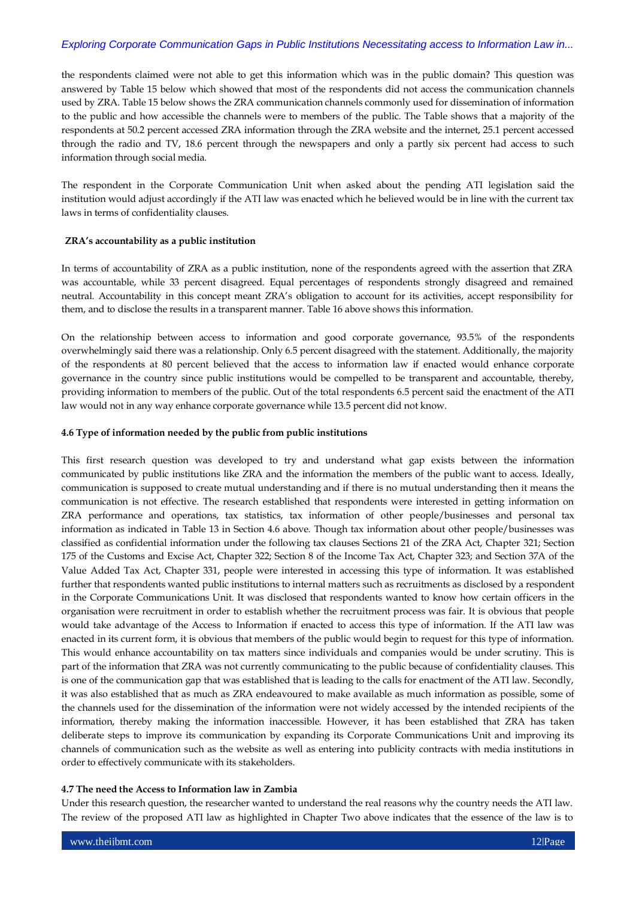the respondents claimed were not able to get this information which was in the public domain? This question was answered by Table 15 below which showed that most of the respondents did not access the communication channels used by ZRA. Table 15 below shows the ZRA communication channels commonly used for dissemination of information to the public and how accessible the channels were to members of the public. The Table shows that a majority of the respondents at 50.2 percent accessed ZRA information through the ZRA website and the internet, 25.1 percent accessed through the radio and TV, 18.6 percent through the newspapers and only a partly six percent had access to such information through social media.

The respondent in the Corporate Communication Unit when asked about the pending ATI legislation said the institution would adjust accordingly if the ATI law was enacted which he believed would be in line with the current tax laws in terms of confidentiality clauses.

**ZRA's accountability as a public institution**

In terms of accountability of ZRA as a public institution, none of the respondents agreed with the assertion that ZRA was accountable, while 33 percent disagreed. Equal percentages of respondents strongly disagreed and remained neutral. Accountability in this concept meant ZRA's obligation to account for its activities, accept responsibility for them, and to disclose the results in a transparent manner. Table 16 above shows this information.

On the relationship between access to information and good corporate governance, 93.5% of the respondents overwhelmingly said there was a relationship. Only 6.5 percent disagreed with the statement. Additionally, the majority of the respondents at 80 percent believed that the access to information law if enacted would enhance corporate governance in the country since public institutions would be compelled to be transparent and accountable, thereby, providing information to members of the public. Out of the total respondents 6.5 percent said the enactment of the ATI law would not in any way enhance corporate governance while 13.5 percent did not know.

### 4.6 Type of information needed by the public from public institutions

This first research question was developed to try and understand what gap exists between the information communicated by public institutions like ZRA and the information the members of the public want to access. Ideally, communication is supposed to create mutual understanding and if there is no mutual understanding then it means the communication is not effective. The research established that respondents were interested in getting information on ZRA performance and operations, tax statistics, tax information of other people/businesses and personal tax information as indicated in Table 13 in Section 4.6 above. Though tax information about other people/businesses was classified as confidential information under the following tax clauses Sections 21 of the ZRA Act, Chapter 321; Section 175 of the Customs and Excise Act, Chapter 322; Section 8 of the Income Tax Act, Chapter 323; and Section 37A of the Value Added Tax Act, Chapter 331, people were interested in accessing this type of information. It was established further that respondents wanted public institutions to internal matters such as recruitments as disclosed by a respondent in the Corporate Communications Unit. It was disclosed that respondents wanted to know how certain officers in the organisation were recruitment in order to establish whether the recruitment process was fair. It is obvious that people would take advantage of the Access to Information if enacted to access this type of information. If the ATI law was enacted in its current form, it is obvious that members of the public would begin to request for this type of information. This would enhance accountability on tax matters since individuals and companies would be under scrutiny. This is part of the information that ZRA was not currently communicating to the public because of confidentiality clauses. This is one of the communication gap that was established that is leading to the calls for enactment of the ATI law. Secondly, it was also established that as much as ZRA endeavoured to make available as much information as possible, some of the channels used for the dissemination of the information were not widely accessed by the intended recipients of the information, thereby making the information inaccessible. However, it has been established that ZRA has taken deliberate steps to improve its communication by expanding its Corporate Communications Unit and improving its channels of communication such as the website as well as entering into publicity contracts with media institutions in order to effectively communicate with its stakeholders.

### 4.7 The need the Access to Information law in Zambia

Under this research question, the researcher wanted to understand the real reasons why the country needs the ATI law. The review of the proposed ATI law as highlighted in Chapter Two above indicates that the essence of the law is to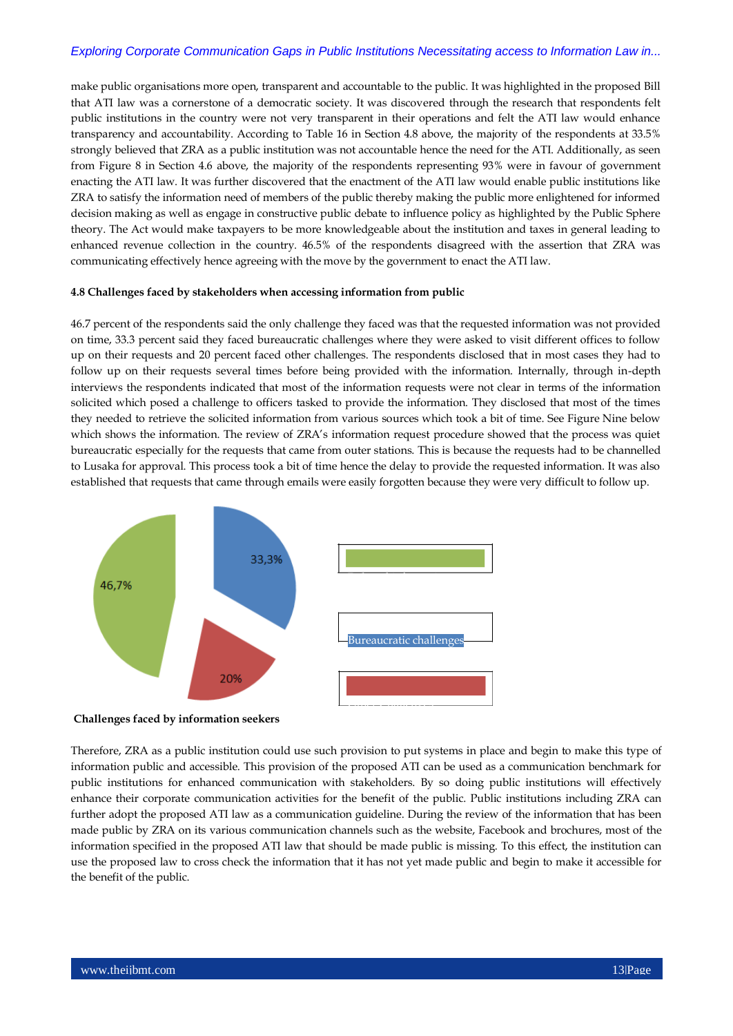make public organisations more open, transparent and accountable to the public. It was highlighted in the proposed Bill that ATI law was a cornerstone of a democratic society. It was discovered through the research that respondents felt public institutions in the country were not very transparent in their operations and felt the ATI law would enhance transparency and accountability. According to Table 16 in Section 4.8 above, the majority of the respondents at 33.5% strongly believed that ZRA as a public institution was not accountable hence the need for the ATI. Additionally, as seen from Figure 8 in Section 4.6 above, the majority of the respondents representing 93% were in favour of government enacting the ATI law. It was further discovered that the enactment of the ATI law would enable public institutions like ZRA to satisfy the information need of members of the public thereby making the public more enlightened for informed decision making as well as engage in constructive public debate to influence policy as highlighted by the Public Sphere theory. The Act would make taxpayers to be more knowledgeable about the institution and taxes in general leading to enhanced revenue collection in the country. 46.5% of the respondents disagreed with the assertion that ZRA was communicating effectively hence agreeing with the move by the government to enact the ATI law.

#### 4.8 Challenges faced by stakeholders when accessing information from public

46.7 percent of the respondents said the only challenge they faced was that the requested information was not provided on time, 33.3 percent said they faced bureaucratic challenges where they were asked to visit different offices to follow up on their requests and 20 percent faced other challenges. The respondents disclosed that in most cases they had to follow up on their requests several times before being provided with the information. Internally, through in-depth interviews the respondents indicated that most of the information requests were not clear in terms of the information solicited which posed a challenge to officers tasked to provide the information. They disclosed that most of the times they needed to retrieve the solicited information from various sources which took a bit of time. See Figure Nine below which shows the information. The review of ZRA's information request procedure showed that the process was quiet bureaucratic especially for the requests that came from outer stations. This is because the requests had to be channelled to Lusaka for approval. This process took a bit of time hence the delay to provide the requested information. It was also established that requests that came through emails were easily forgotten because they were very difficult to follow up.

46,7%

33,3%

20%

Bureaucratic challenges

**Challenges faced by information seekers**

Therefore, ZRA as a public institution could use such provision to put systems in place and begin to make this type of information public and accessible. This provision of the proposed ATI can be used as a communication benchmark for public institutions for enhanced communication with stakeholders. By so doing public institutions will effectively enhance their corporate communication activities for the benefit of the public. Public institutions including ZRA can further adopt the proposed ATI law as a communication guideline. During the review of the information that has been made public by ZRA on its various communication channels such as the website, Facebook and brochures, most of the information specified in the proposed ATI law that should be made public is missing. To this effect, the institution can use the proposed law to cross check the information that it has not yet made public and begin to make it accessible for the benefit of the public.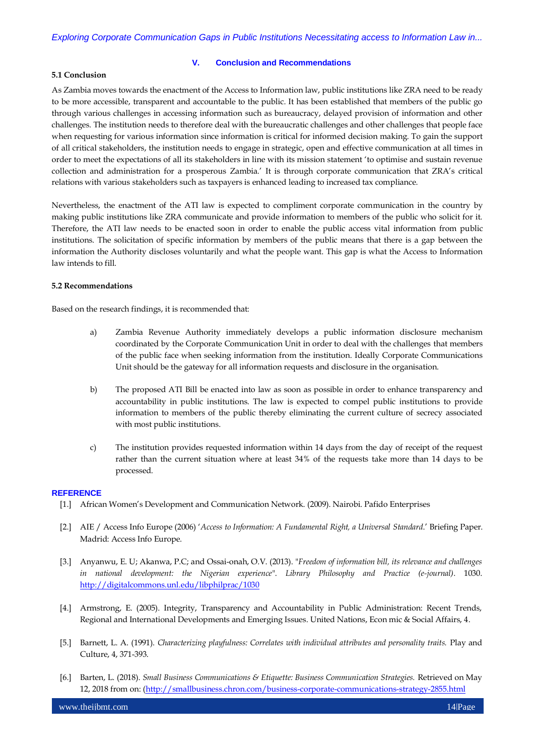## V. Conclusion and Recommendations

### 5.1 Conclusion

As Zambia moves towards the enactment of the Access to Information law, public institutions like ZRA need to be ready to be more accessible, transparent and accountable to the public. It has been established that members of the public go through various challenges in accessing information such as bureaucracy, delayed provision of information and other challenges. The institution needs to therefore deal with the bureaucratic challenges and other challenges that people face when requesting for various information since information is critical for informed decision making. To gain the support of all critical stakeholders, the institution needs to engage in strategic, open and effective communication at all times in order to meet the expectations of all its stakeholders in line with its mission statement 'to optimise and sustain revenue collection and administration for a prosperous Zambia.' It is through corporate communication that ZRA's critical relations with various stakeholders such as taxpayers is enhanced leading to increased tax compliance.

Nevertheless, the enactment of the ATI law is expected to compliment corporate communication in the country by making public institutions like ZRA communicate and provide information to members of the public who solicit for it. Therefore, the ATI law needs to be enacted soon in order to enable the public access vital information from public institutions. The solicitation of specific information by members of the public means that there is a gap between the information the Authority discloses voluntarily and what the people want. This gap is what the Access to Information law intends to fill.

### 5.2 Recommendations

Based on the research findings, it is recommended that:

a) Zambia Revenue Authority immediately develops a public information disclosure mechanism coordinated by the Corporate Communication Unit in order to deal with the challenges that members of the public face when seeking information from the institution. Ideally Corporate Communications Unit should be the gateway for all information requests and disclosure in the organisation.

b) The proposed ATI Bill be enacted into law as soon as possible in order to enhance transparency and accountability in public institutions. The law is expected to compel public institutions to provide information to members of the public thereby eliminating the current culture of secrecy associated with most public institutions.

c) The institution provides requested information within 14 days from the day of receipt of the request rather than the current situation where at least 34% of the requests take more than 14 days to be processed.

## REFERENCE

[1.] African Women's Development and Communication Network. (2009). Nairobi. Pafido Enterprises

[2.] AIE / Access Info Europe (2006) '*Access to Information: A Fundamental Right, a Universal Standard*.' Briefing Paper. Madrid: Access Info Europe.

[3.] Anyanwu, E. U; Akanwa, P.C; and Ossai-onah, O.V. (2013). "*Freedom of information bill, its relevance and challenges in national development: the Nigerian experience*". *Library Philosophy and Practice (e-journal)*. 1030. http://digitalcommons.unl.edu/libphilprac/1030

[4.] Armstrong, E. (2005). Integrity, Transparency and Accountability in Public Administration: Recent Trends, Regional and International Developments and Emerging Issues. United Nations, Econ mic & Social Affairs, 4.

[5.] Barnett, L. A. (1991). *Characterizing playfulness: Correlates with individual attributes and personality traits.* Play and Culture, 4, 371-393.

[6.] Barten, L. (2018). *Small Business Communications & Etiquette: Business Communication Strategies.* Retrieved on May 12, 2018 from on: (http://smallbusiness.chron.com/business-corporate-communications-strategy-2855.html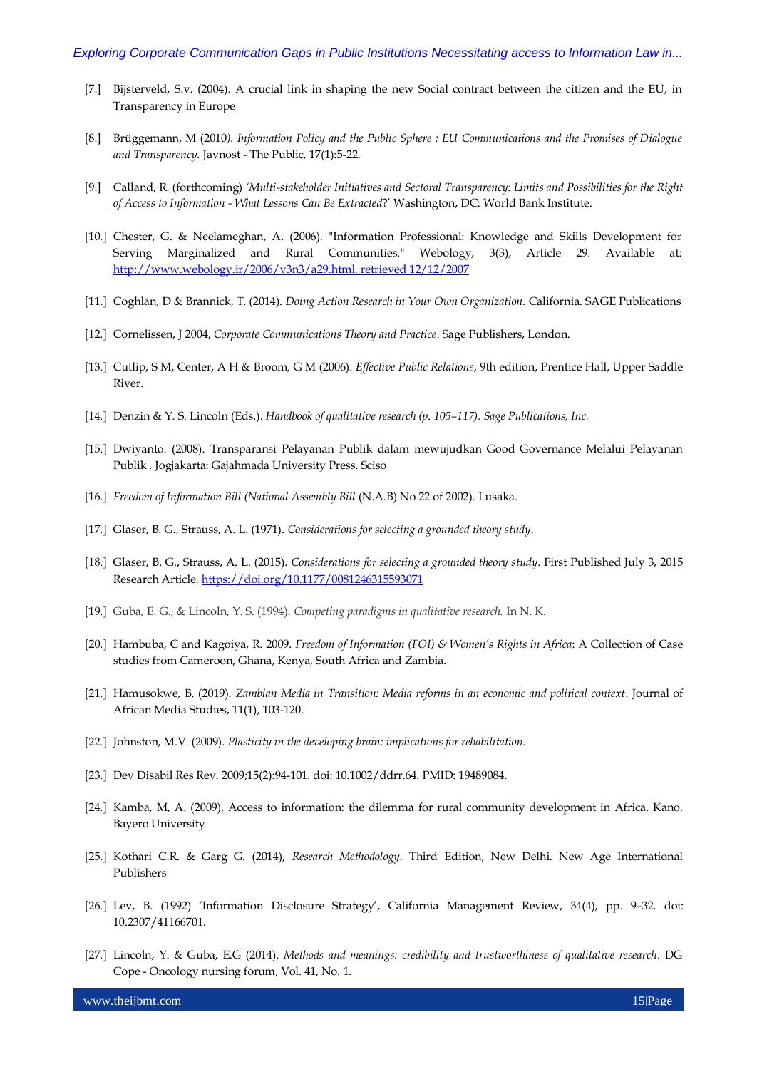[7.] Bijsterveld, S.v. (2004). A crucial link in shaping the new Social contract between the citizen and the EU, in Transparency in Europe

[8.] Brüggemann, M (2010*). Information Policy and the Public Sphere : EU Communications and the Promises of Dialogue and Transparency.* Javnost - The Public, 17(1):5-22.

[9.] Calland, R. (forthcoming) *'Multi-stakeholder Initiatives and Sectoral Transparency: Limits and Possibilities for the Right of Access to Information - What Lessons Can Be Extracted*?' Washington, DC: World Bank Institute.

[10.] Chester, G. & Neelameghan, A. (2006). "Information Professional: Knowledge and Skills Development for Serving Marginalized and Rural Communities." Webology, 3(3), Article 29. Available at: http://www.webology.ir/2006/v3n3/a29.html. retrieved 12/12/2007

[11.] Coghlan, D & Brannick, T. (2014). *Doing Action Research in Your Own Organization.* California. SAGE Publications

[12.] Cornelissen, J 2004, *Corporate Communications Theory and Practice*. Sage Publishers, London.

[13.] Cutlip, S M, Center, A H & Broom, G M (2006). *Effective Public Relations*, 9th edition, Prentice Hall, Upper Saddle River.

[14.] Denzin & Y. S. Lincoln (Eds.). *Handbook of qualitative research (p. 105–117). Sage Publications, Inc.*

[15.] Dwiyanto. (2008). Transparansi Pelayanan Publik dalam mewujudkan Good Governance Melalui Pelayanan Publik . Jogjakarta: Gajahmada University Press. Sciso

[16.] *Freedom of Information Bill (National Assembly Bill* (N.A.B) No 22 of 2002). Lusaka.

[17.] Glaser, B. G., Strauss, A. L. (1971). *Considerations for selecting a grounded theory study*.

[18.] Glaser, B. G., Strauss, A. L. (2015). *Considerations for selecting a grounded theory study*. First Published July 3, 2015 Research Article. https://doi.org/10.1177/0081246315593071

[19.] Guba, E. G., & Lincoln, Y. S. (1994). *Competing paradigms in qualitative research.* In N. K.

[20.] Hambuba, C and Kagoiya, R. 2009. *Freedom of Information (FOI) & Women's Rights in Africa*: A Collection of Case studies from Cameroon, Ghana, Kenya, South Africa and Zambia.

[21.] Hamusokwe, B. (2019). *Zambian Media in Transition: Media reforms in an economic and political context*. Journal of African Media Studies, 11(1), 103-120.

[22.] Johnston, M.V. (2009). *Plasticity in the developing brain: implications for rehabilitation.*

[23.] Dev Disabil Res Rev. 2009;15(2):94-101. doi: 10.1002/ddrr.64. PMID: 19489084.

[24.] Kamba, M, A. (2009). Access to information: the dilemma for rural community development in Africa. Kano. Bayero University

[25.] Kothari C.R. & Garg G. (2014), *Research Methodology*. Third Edition, New Delhi. New Age International Publishers

[26.] Lev, B. (1992) 'Information Disclosure Strategy', California Management Review, 34(4), pp. 9–32. doi: 10.2307/41166701.

[27.] Lincoln, Y. & Guba, E.G (2014). *Methods and meanings: credibility and trustworthiness of qualitative research*. DG Cope - Oncology nursing forum, Vol. 41, No. 1.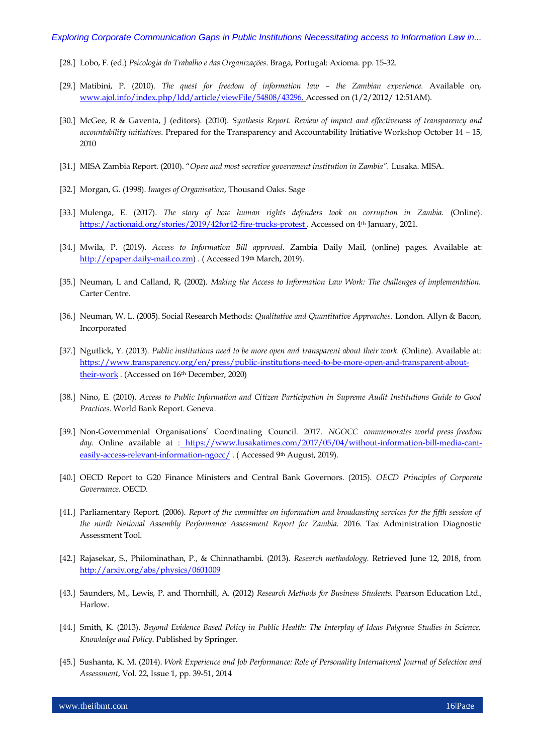[28.] Lobo, F. (ed.) *Psicologia do Trabalho e das Organizações*. Braga, Portugal: Axioma. pp. 15-32.

[29.] Matibini, P. (2010). *The quest for freedom of information law – the Zambian experience.* Available on, www.ajol.info/index.php/ldd/article/viewFile/54808/43296. Accessed on (1/2/2012/ 12:51AM).

[30.] McGee, R & Gaventa, J (editors). (2010). *Synthesis Report. Review of impact and effectiveness of transparency and accountability initiatives*. Prepared for the Transparency and Accountability Initiative Workshop October 14 – 15, 2010

[31.] MISA Zambia Report. (2010). "*Open and most secretive government institution in Zambia".* Lusaka. MISA.

[32.] Morgan, G. (1998). *Images of Organisation*, Thousand Oaks. Sage

[33.] Mulenga, E. (2017). *The story of how human rights defenders took on corruption in Zambia.* (Online). https://actionaid.org/stories/2019/42for42-fire-trucks-protest . Accessed on 4th January, 2021.

[34.] Mwila, P. (2019). *Access to Information Bill approved*. Zambia Daily Mail, (online) pages. Available at: http://epaper.daily-mail.co.zm) . ( Accessed 19th March, 2019).

[35.] Neuman, L and Calland, R, (2002). *Making the Access to Information Law Work: The challenges of implementation.* Carter Centre.

[36.] Neuman, W. L. (2005). Social Research Methods: *Qualitative and Quantitative Approaches*. London. Allyn & Bacon, Incorporated

[37.] Ngutlick, Y. (2013). *Public institutions need to be more open and transparent about their work.* (Online). Available at: https://www.transparency.org/en/press/public-institutions-need-to-be-more-open-and-transparent-about-their-work . (Accessed on 16th December, 2020)

[38.] Nino, E. (2010). *Access to Public Information and Citizen Participation in Supreme Audit Institutions Guide to Good Practices*. World Bank Report. Geneva.

[39.] Non-Governmental Organisations' Coordinating Council. 2017. *NGOCC commemorates world press freedom day.* Online available at : https://www.lusakatimes.com/2017/05/04/without-information-bill-media-cant-easily-access-relevant-information-ngocc/ . ( Accessed 9th August, 2019).

[40.] OECD Report to G20 Finance Ministers and Central Bank Governors. (2015). *OECD Principles of Corporate Governance.* OECD.

[41.] Parliamentary Report. (2006). *Report of the committee on information and broadcasting services for the fifth session of the ninth National Assembly Performance Assessment Report for Zambia.* 2016. Tax Administration Diagnostic Assessment Tool.

[42.] Rajasekar, S., Philominathan, P., & Chinnathambi. (2013). *Research methodology.* Retrieved June 12, 2018, from http://arxiv.org/abs/physics/0601009

[43.] Saunders, M., Lewis, P. and Thornhill, A. (2012) *Research Methods for Business Students.* Pearson Education Ltd., Harlow.

[44.] Smith, K. (2013). *Beyond Evidence Based Policy in Public Health: The Interplay of Ideas Palgrave Studies in Science, Knowledge and Policy*. Published by Springer.

[45.] Sushanta, K. M. (2014). *Work Experience and Job Performance: Role of Personality International Journal of Selection and Assessment*, Vol. 22, Issue 1, pp. 39-51, 2014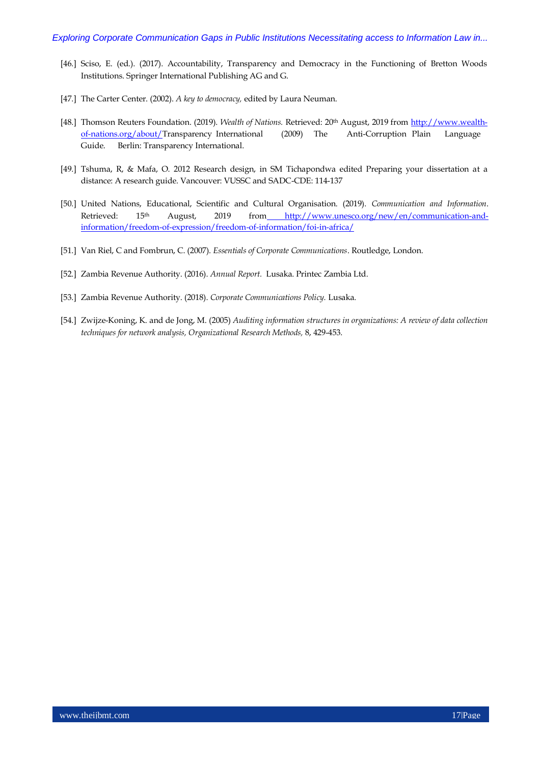[46.] Sciso, E. (ed.). (2017). Accountability, Transparency and Democracy in the Functioning of Bretton Woods Institutions. Springer International Publishing AG and G.

[47.] The Carter Center. (2002). *A key to democracy,* edited by Laura Neuman.

[48.] Thomson Reuters Foundation. (2019). *Wealth of Nations.* Retrieved: 20th August, 2019 from http://www.wealth-of-nations.org/about/Transparency International (2009) The Anti-Corruption Plain Language Guide. Berlin: Transparency International.

[49.] Tshuma, R, & Mafa, O. 2012 Research design, in SM Tichapondwa edited Preparing your dissertation at a distance: A research guide. Vancouver: VUSSC and SADC-CDE: 114-137

[50.] United Nations, Educational, Scientific and Cultural Organisation. (2019). *Communication and Information*. Retrieved: 15th August, 2019 from http://www.unesco.org/new/en/communication-and-information/freedom-of-expression/freedom-of-information/foi-in-africa/

[51.] Van Riel, C and Fombrun, C. (2007). *Essentials of Corporate Communications*. Routledge, London.

[52.] Zambia Revenue Authority. (2016). *Annual Report.* Lusaka. Printec Zambia Ltd.

[53.] Zambia Revenue Authority. (2018). *Corporate Communications Policy.* Lusaka.

[54.] Zwijze-Koning, K. and de Jong, M. (2005) *Auditing information structures in organizations: A review of data collection techniques for network analysis, Organizational Research Methods,* 8, 429-453.